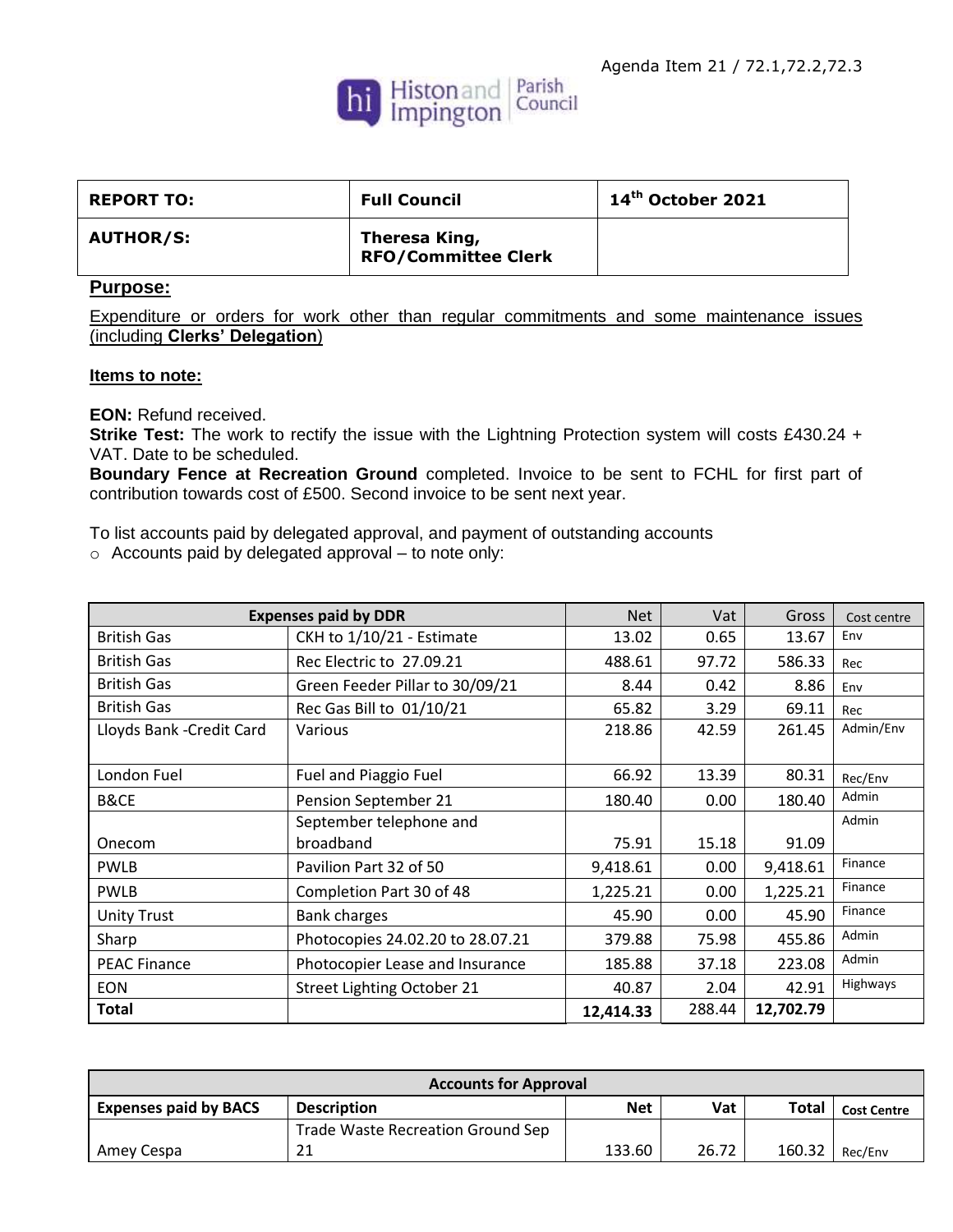Agenda Item 21 / 72.1,72.2,72.3

Histon and Impington Parish Council

| REPORT TO: | Full Council | 14th October 2021 |
|---|---|---|
| AUTHOR/S: | Theresa King, RFO/Committee Clerk | |

## Purpose:

Expenditure or orders for work other than regular commitments and some maintenance issues (including **Clerks' Delegation**)

**Items to note:**

**EON:** Refund received.
**Strike Test:** The work to rectify the issue with the Lightning Protection system will costs £430.24 + VAT. Date to be scheduled.
**Boundary Fence at Recreation Ground** completed. Invoice to be sent to FCHL for first part of contribution towards cost of £500. Second invoice to be sent next year.

To list accounts paid by delegated approval, and payment of outstanding accounts

- Accounts paid by delegated approval – to note only:

| Expenses paid by DDR | | Net | Vat | Gross | Cost centre |
|---|---|---|---|---|---|
| British Gas | CKH to 1/10/21 - Estimate | 13.02 | 0.65 | 13.67 | Env |
| British Gas | Rec Electric to 27.09.21 | 488.61 | 97.72 | 586.33 | Rec |
| British Gas | Green Feeder Pillar to 30/09/21 | 8.44 | 0.42 | 8.86 | Env |
| British Gas | Rec Gas Bill to 01/10/21 | 65.82 | 3.29 | 69.11 | Rec |
| Lloyds Bank -Credit Card | Various | 218.86 | 42.59 | 261.45 | Admin/Env |
| London Fuel | Fuel and Piaggio Fuel | 66.92 | 13.39 | 80.31 | Rec/Env |
| B&CE | Pension September 21 | 180.40 | 0.00 | 180.40 | Admin |
| Onecom | September telephone and broadband | 75.91 | 15.18 | 91.09 | Admin |
| PWLB | Pavilion Part 32 of 50 | 9,418.61 | 0.00 | 9,418.61 | Finance |
| PWLB | Completion Part 30 of 48 | 1,225.21 | 0.00 | 1,225.21 | Finance |
| Unity Trust | Bank charges | 45.90 | 0.00 | 45.90 | Finance |
| Sharp | Photocopies 24.02.20 to 28.07.21 | 379.88 | 75.98 | 455.86 | Admin |
| PEAC Finance | Photocopier Lease and Insurance | 185.88 | 37.18 | 223.08 | Admin |
| EON | Street Lighting October 21 | 40.87 | 2.04 | 42.91 | Highways |
| **Total** | | **12,414.33** | 288.44 | **12,702.79** | |

| Accounts for Approval | | | | | |
|---|---|---|---|---|---|
| **Expenses paid by BACS** | **Description** | **Net** | **Vat** | **Total** | **Cost Centre** |
| Amey Cespa | Trade Waste Recreation Ground Sep 21 | 133.60 | 26.72 | 160.32 | Rec/Env |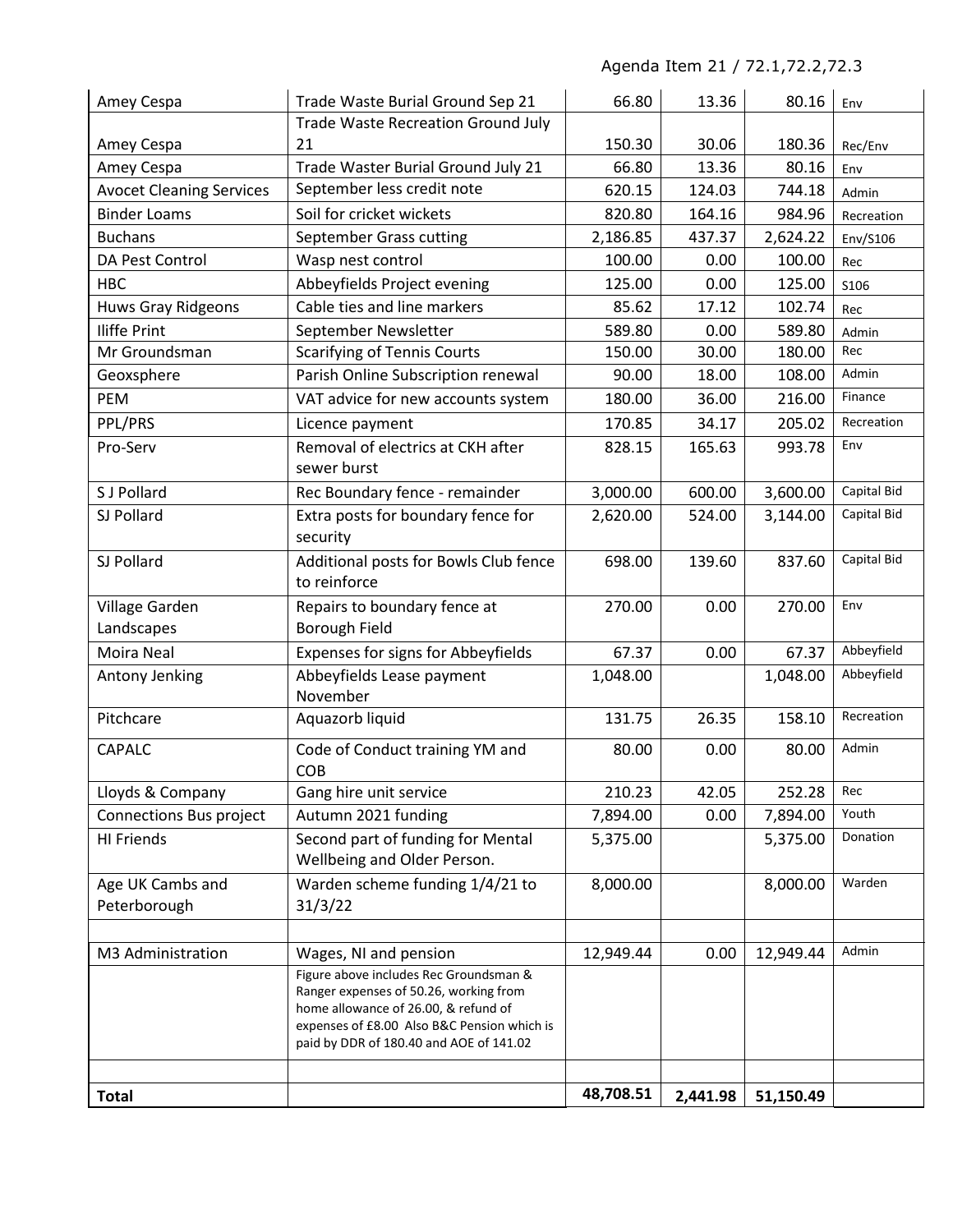Agenda Item 21 / 72.1,72.2,72.3

| | | | | | |
|---|---|---|---|---|---|
| Amey Cespa | Trade Waste Burial Ground Sep 21 | 66.80 | 13.36 | 80.16 | Env |
| Amey Cespa | Trade Waste Recreation Ground July 21 | 150.30 | 30.06 | 180.36 | Rec/Env |
| Amey Cespa | Trade Waster Burial Ground July 21 | 66.80 | 13.36 | 80.16 | Env |
| Avocet Cleaning Services | September less credit note | 620.15 | 124.03 | 744.18 | Admin |
| Binder Loams | Soil for cricket wickets | 820.80 | 164.16 | 984.96 | Recreation |
| Buchans | September Grass cutting | 2,186.85 | 437.37 | 2,624.22 | Env/S106 |
| DA Pest Control | Wasp nest control | 100.00 | 0.00 | 100.00 | Rec |
| HBC | Abbeyfields Project evening | 125.00 | 0.00 | 125.00 | S106 |
| Huws Gray Ridgeons | Cable ties and line markers | 85.62 | 17.12 | 102.74 | Rec |
| Iliffe Print | September Newsletter | 589.80 | 0.00 | 589.80 | Admin |
| Mr Groundsman | Scarifying of Tennis Courts | 150.00 | 30.00 | 180.00 | Rec |
| Geoxsphere | Parish Online Subscription renewal | 90.00 | 18.00 | 108.00 | Admin |
| PEM | VAT advice for new accounts system | 180.00 | 36.00 | 216.00 | Finance |
| PPL/PRS | Licence payment | 170.85 | 34.17 | 205.02 | Recreation |
| Pro-Serv | Removal of electrics at CKH after sewer burst | 828.15 | 165.63 | 993.78 | Env |
| S J Pollard | Rec Boundary fence - remainder | 3,000.00 | 600.00 | 3,600.00 | Capital Bid |
| SJ Pollard | Extra posts for boundary fence for security | 2,620.00 | 524.00 | 3,144.00 | Capital Bid |
| SJ Pollard | Additional posts for Bowls Club fence to reinforce | 698.00 | 139.60 | 837.60 | Capital Bid |
| Village Garden Landscapes | Repairs to boundary fence at Borough Field | 270.00 | 0.00 | 270.00 | Env |
| Moira Neal | Expenses for signs for Abbeyfields | 67.37 | 0.00 | 67.37 | Abbeyfield |
| Antony Jenking | Abbeyfields Lease payment November | 1,048.00 | | 1,048.00 | Abbeyfield |
| Pitchcare | Aquazorb liquid | 131.75 | 26.35 | 158.10 | Recreation |
| CAPALC | Code of Conduct training YM and COB | 80.00 | 0.00 | 80.00 | Admin |
| Lloyds & Company | Gang hire unit service | 210.23 | 42.05 | 252.28 | Rec |
| Connections Bus project | Autumn 2021 funding | 7,894.00 | 0.00 | 7,894.00 | Youth |
| HI Friends | Second part of funding for Mental Wellbeing and Older Person. | 5,375.00 | | 5,375.00 | Donation |
| Age UK Cambs and Peterborough | Warden scheme funding 1/4/21 to 31/3/22 | 8,000.00 | | 8,000.00 | Warden |
| | | | | | |
| M3 Administration | Wages, NI and pension | 12,949.44 | 0.00 | 12,949.44 | Admin |
| | Figure above includes Rec Groundsman & Ranger expenses of 50.26, working from home allowance of 26.00, & refund of expenses of £8.00 Also B&C Pension which is paid by DDR of 180.40 and AOE of 141.02 | | | | |
| | | | | | |
| **Total** | | **48,708.51** | **2,441.98** | **51,150.49** | |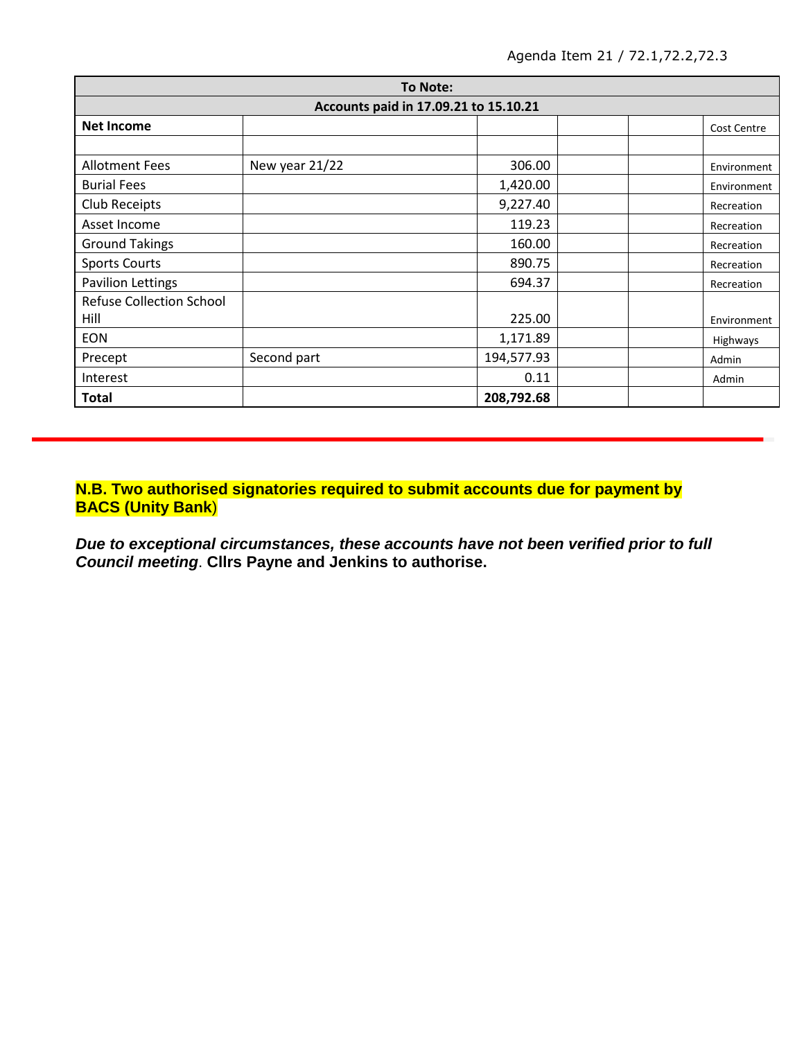Agenda Item 21 / 72.1,72.2,72.3

| To Note: | | | | | |
|---|---|---|---|---|---|
| **Accounts paid in 17.09.21 to 15.10.21** | | | | | |
| **Net Income** | | | | | Cost Centre |
| | | | | | |
| Allotment Fees | New year 21/22 | 306.00 | | | Environment |
| Burial Fees | | 1,420.00 | | | Environment |
| Club Receipts | | 9,227.40 | | | Recreation |
| Asset Income | | 119.23 | | | Recreation |
| Ground Takings | | 160.00 | | | Recreation |
| Sports Courts | | 890.75 | | | Recreation |
| Pavilion Lettings | | 694.37 | | | Recreation |
| Refuse Collection School Hill | | 225.00 | | | Environment |
| EON | | 1,171.89 | | | Highways |
| Precept | Second part | 194,577.93 | | | Admin |
| Interest | | 0.11 | | | Admin |
| **Total** | | **208,792.68** | | | |

**N.B. Two authorised signatories required to submit accounts due for payment by BACS (Unity Bank)**

***Due to exceptional circumstances, these accounts have not been verified prior to full Council meeting*. Cllrs Payne and Jenkins to authorise.**